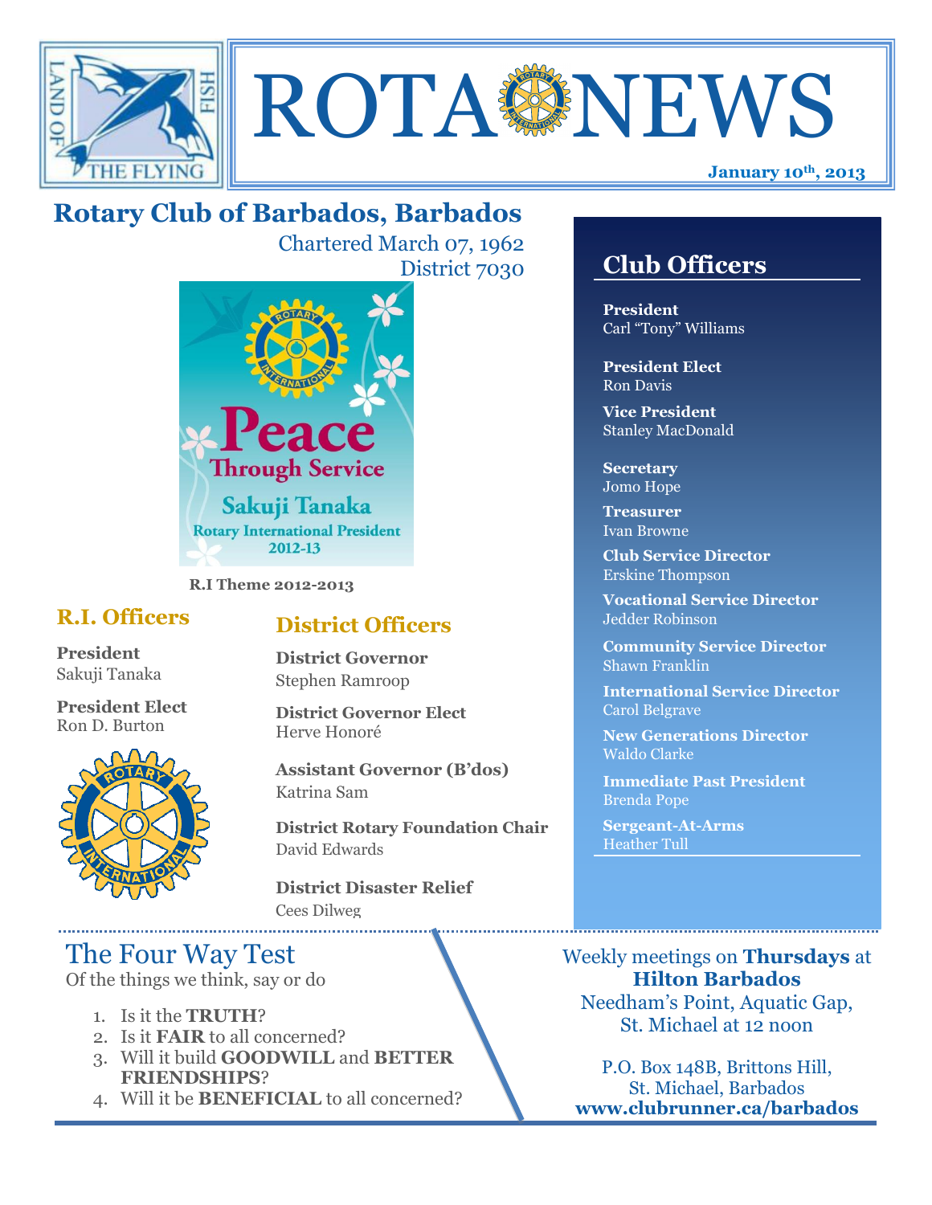# ROTA NEWS

**January 10th, 2013**

## Rotary Club of Barbados, Barbados

Chartered March 07, 1962
District 7030

Peace Through Service
Sakuji Tanaka
Rotary International President
2012-13

**R.I Theme 2012-2013**

### R.I. Officers

**President**
Sakuji Tanaka

**President Elect**
Ron D. Burton

### District Officers

**District Governor**
Stephen Ramroop

**District Governor Elect**
Herve Honoré

**Assistant Governor (B'dos)**
Katrina Sam

**District Rotary Foundation Chair**
David Edwards

**District Disaster Relief**
Cees Dilweg

### Club Officers

**President**
Carl "Tony" Williams

**President Elect**
Ron Davis

**Vice President**
Stanley MacDonald

**Secretary**
Jomo Hope

**Treasurer**
Ivan Browne

**Club Service Director**
Erskine Thompson

**Vocational Service Director**
Jedder Robinson

**Community Service Director**
Shawn Franklin

**International Service Director**
Carol Belgrave

**New Generations Director**
Waldo Clarke

**Immediate Past President**
Brenda Pope

**Sergeant-At-Arms**
Heather Tull

## The Four Way Test

Of the things we think, say or do

1. Is it the **TRUTH**?
2. Is it **FAIR** to all concerned?
3. Will it build **GOODWILL** and **BETTER FRIENDSHIPS**?
4. Will it be **BENEFICIAL** to all concerned?

Weekly meetings on **Thursdays** at
**Hilton Barbados**
Needham's Point, Aquatic Gap,
St. Michael at 12 noon

P.O. Box 148B, Brittons Hill,
St. Michael, Barbados
**www.clubrunner.ca/barbados**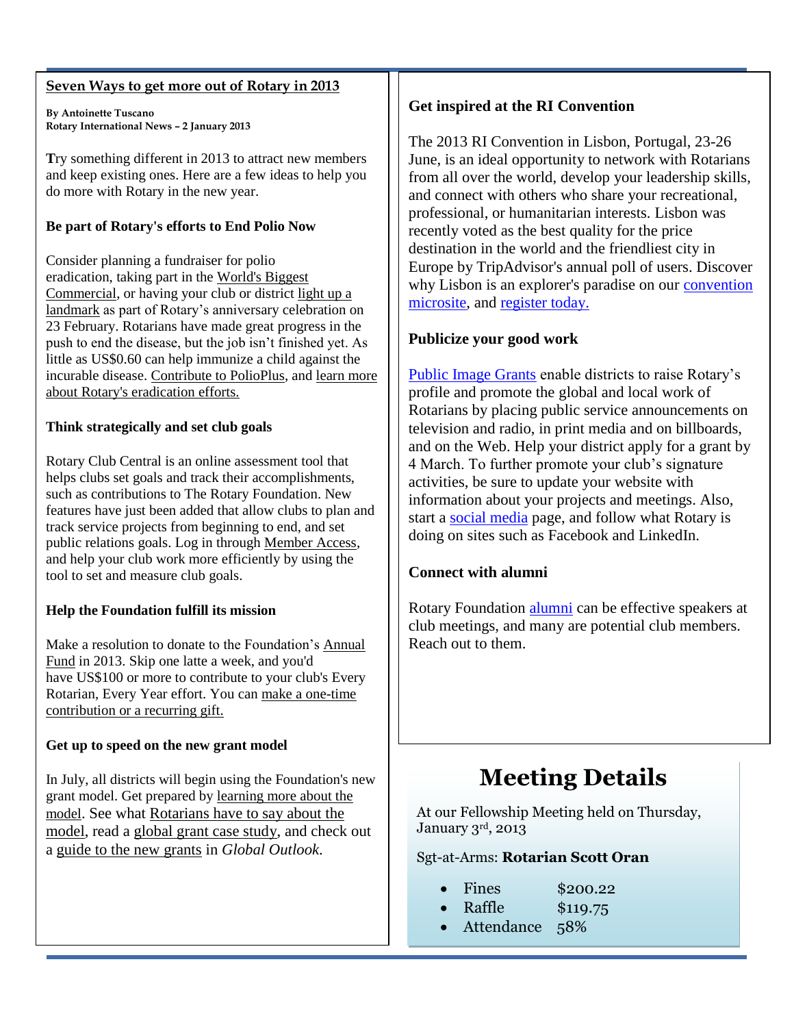## Seven Ways to get more out of Rotary in 2013

**By Antoinette Tuscano**
**Rotary International News – 2 January 2013**

**T**ry something different in 2013 to attract new members and keep existing ones. Here are a few ideas to help you do more with Rotary in the new year.

### Be part of Rotary's efforts to End Polio Now

Consider planning a fundraiser for polio eradication, taking part in the World's Biggest Commercial, or having your club or district light up a landmark as part of Rotary's anniversary celebration on 23 February. Rotarians have made great progress in the push to end the disease, but the job isn't finished yet. As little as US$0.60 can help immunize a child against the incurable disease. Contribute to PolioPlus, and learn more about Rotary's eradication efforts.

### Think strategically and set club goals

Rotary Club Central is an online assessment tool that helps clubs set goals and track their accomplishments, such as contributions to The Rotary Foundation. New features have just been added that allow clubs to plan and track service projects from beginning to end, and set public relations goals. Log in through Member Access, and help your club work more efficiently by using the tool to set and measure club goals.

### Help the Foundation fulfill its mission

Make a resolution to donate to the Foundation's Annual Fund in 2013. Skip one latte a week, and you'd have US$100 or more to contribute to your club's Every Rotarian, Every Year effort. You can make a one-time contribution or a recurring gift.

### Get up to speed on the new grant model

In July, all districts will begin using the Foundation's new grant model. Get prepared by learning more about the model. See what Rotarians have to say about the model, read a global grant case study, and check out a guide to the new grants in *Global Outlook*.

### Get inspired at the RI Convention

The 2013 RI Convention in Lisbon, Portugal, 23-26 June, is an ideal opportunity to network with Rotarians from all over the world, develop your leadership skills, and connect with others who share your recreational, professional, or humanitarian interests. Lisbon was recently voted as the best quality for the price destination in the world and the friendliest city in Europe by TripAdvisor's annual poll of users. Discover why Lisbon is an explorer's paradise on our convention microsite, and register today.

### Publicize your good work

Public Image Grants enable districts to raise Rotary's profile and promote the global and local work of Rotarians by placing public service announcements on television and radio, in print media and on billboards, and on the Web. Help your district apply for a grant by 4 March. To further promote your club's signature activities, be sure to update your website with information about your projects and meetings. Also, start a social media page, and follow what Rotary is doing on sites such as Facebook and LinkedIn.

### Connect with alumni

Rotary Foundation alumni can be effective speakers at club meetings, and many are potential club members. Reach out to them.

## Meeting Details

At our Fellowship Meeting held on Thursday, January 3rd, 2013

Sgt-at-Arms: **Rotarian Scott Oran**

- Fines $200.22
- Raffle $119.75
- Attendance 58%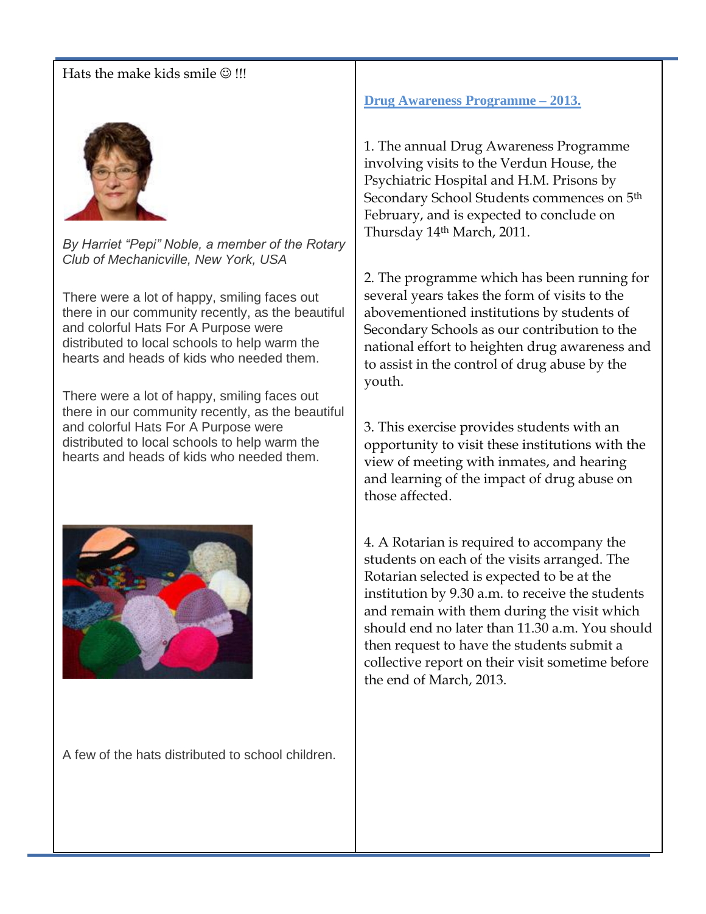Hats the make kids smile ☺ !!!

*By Harriet "Pepi" Noble, a member of the Rotary Club of Mechanicville, New York, USA*

There were a lot of happy, smiling faces out there in our community recently, as the beautiful and colorful Hats For A Purpose were distributed to local schools to help warm the hearts and heads of kids who needed them.

There were a lot of happy, smiling faces out there in our community recently, as the beautiful and colorful Hats For A Purpose were distributed to local schools to help warm the hearts and heads of kids who needed them.

A few of the hats distributed to school children.

## Drug Awareness Programme – 2013.

1. The annual Drug Awareness Programme involving visits to the Verdun House, the Psychiatric Hospital and H.M. Prisons by Secondary School Students commences on 5th February, and is expected to conclude on Thursday 14th March, 2011.

2. The programme which has been running for several years takes the form of visits to the abovementioned institutions by students of Secondary Schools as our contribution to the national effort to heighten drug awareness and to assist in the control of drug abuse by the youth.

3. This exercise provides students with an opportunity to visit these institutions with the view of meeting with inmates, and hearing and learning of the impact of drug abuse on those affected.

4. A Rotarian is required to accompany the students on each of the visits arranged. The Rotarian selected is expected to be at the institution by 9.30 a.m. to receive the students and remain with them during the visit which should end no later than 11.30 a.m. You should then request to have the students submit a collective report on their visit sometime before the end of March, 2013.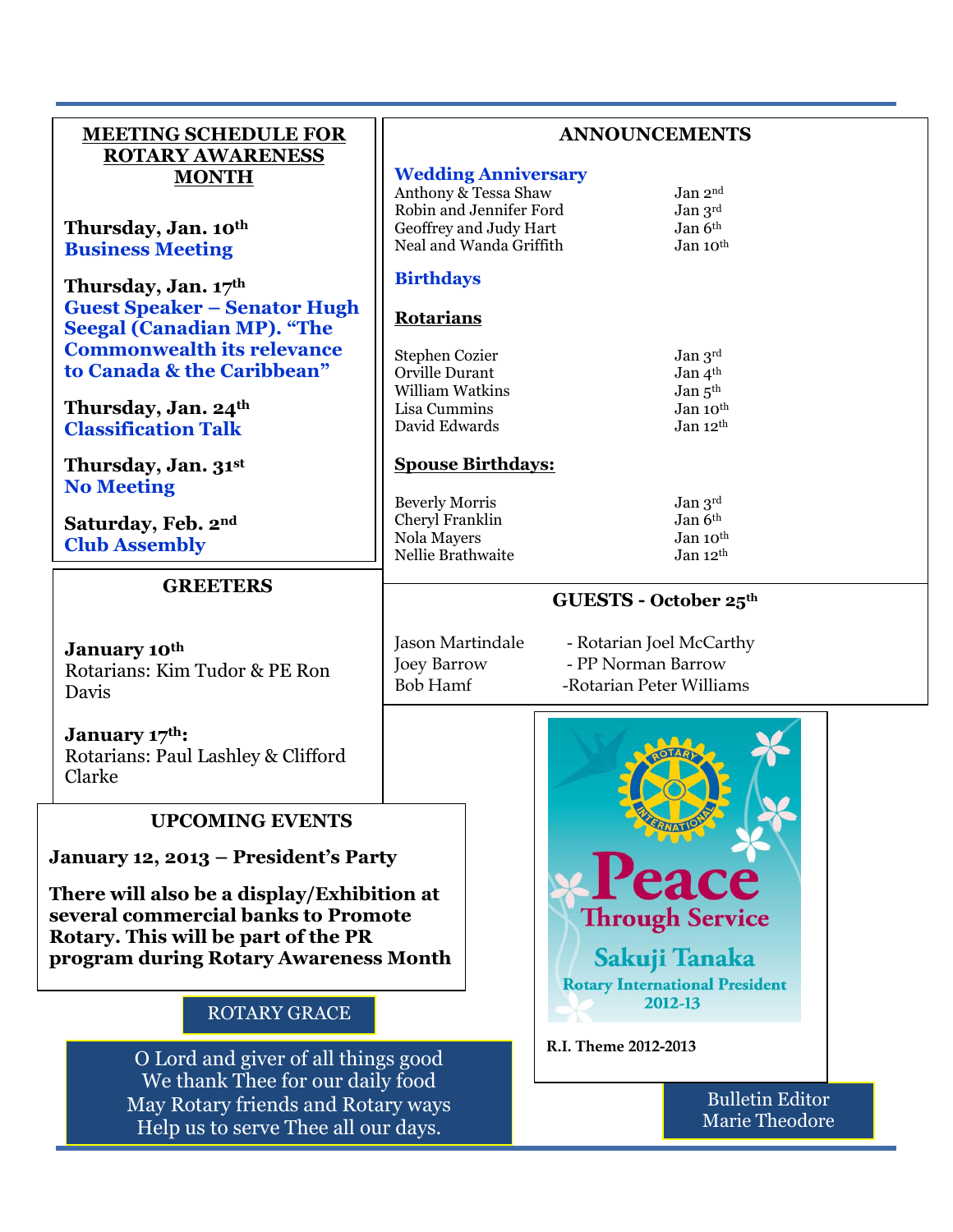## MEETING SCHEDULE FOR ROTARY AWARENESS MONTH

**Thursday, Jan. 10th**
**Business Meeting**

**Thursday, Jan. 17th**
**Guest Speaker – Senator Hugh Seegal (Canadian MP). "The Commonwealth its relevance to Canada & the Caribbean"**

**Thursday, Jan. 24th**
**Classification Talk**

**Thursday, Jan. 31st**
**No Meeting**

**Saturday, Feb. 2nd**
**Club Assembly**

## GREETERS

**January 10th**
Rotarians: Kim Tudor & PE Ron Davis

**January 17th:**
Rotarians: Paul Lashley & Clifford Clarke

## UPCOMING EVENTS

**January 12, 2013 – President's Party**

**There will also be a display/Exhibition at several commercial banks to Promote Rotary. This will be part of the PR program during Rotary Awareness Month**

## ROTARY GRACE

O Lord and giver of all things good
We thank Thee for our daily food
May Rotary friends and Rotary ways
Help us to serve Thee all our days.

## ANNOUNCEMENTS

### Wedding Anniversary

| | |
|---|---|
| Anthony & Tessa Shaw | Jan 2nd |
| Robin and Jennifer Ford | Jan 3rd |
| Geoffrey and Judy Hart | Jan 6th |
| Neal and Wanda Griffith | Jan 10th |

### Birthdays

**Rotarians**

| | |
|---|---|
| Stephen Cozier | Jan 3rd |
| Orville Durant | Jan 4th |
| William Watkins | Jan 5th |
| Lisa Cummins | Jan 10th |
| David Edwards | Jan 12th |

**Spouse Birthdays:**

| | |
|---|---|
| Beverly Morris | Jan 3rd |
| Cheryl Franklin | Jan 6th |
| Nola Mayers | Jan 10th |
| Nellie Brathwaite | Jan 12th |

## GUESTS - October 25th

| | |
|---|---|
| Jason Martindale | - Rotarian Joel McCarthy |
| Joey Barrow | - PP Norman Barrow |
| Bob Hamf | -Rotarian Peter Williams |

Peace Through Service
Sakuji Tanaka
Rotary International President
2012-13

**R.I. Theme 2012-2013**

Bulletin Editor
Marie Theodore